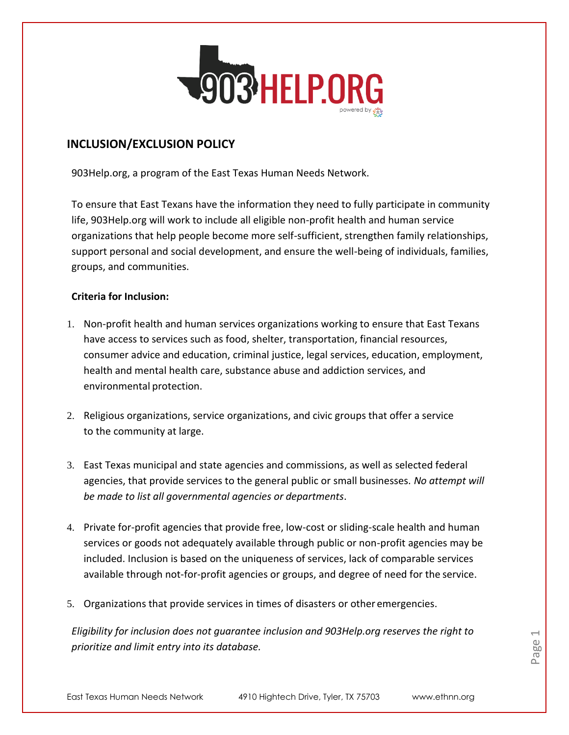## INCLUSION/EXCLUSION POLICY

903Help.org, a program of the East Texas Human Needs Network.

To ensure that East Texans have the information they need to fully participate in community life, 903Help.org will work to include all eligible non-profit health and human service organizations that help people become more self-sufficient, strengthen family relationships, support personal and social development, and ensure the well-being of individuals, families, groups, and communities.

**Criteria for Inclusion:**

1. Non-profit health and human services organizations working to ensure that East Texans have access to services such as food, shelter, transportation, financial resources, consumer advice and education, criminal justice, legal services, education, employment, health and mental health care, substance abuse and addiction services, and environmental protection.

2. Religious organizations, service organizations, and civic groups that offer a service to the community at large.

3. East Texas municipal and state agencies and commissions, as well as selected federal agencies, that provide services to the general public or small businesses. *No attempt will be made to list all governmental agencies or departments*.

4. Private for-profit agencies that provide free, low-cost or sliding-scale health and human services or goods not adequately available through public or non-profit agencies may be included. Inclusion is based on the uniqueness of services, lack of comparable services available through not-for-profit agencies or groups, and degree of need for the service.

5. Organizations that provide services in times of disasters or other emergencies.

*Eligibility for inclusion does not guarantee inclusion and 903Help.org reserves the right to prioritize and limit entry into its database.*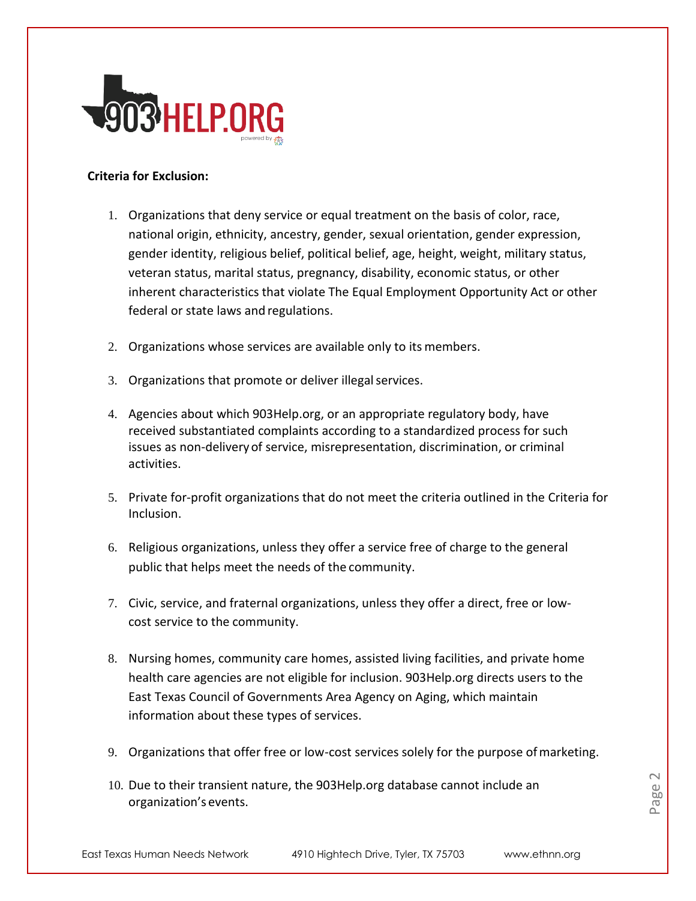**Criteria for Exclusion:**

1. Organizations that deny service or equal treatment on the basis of color, race, national origin, ethnicity, ancestry, gender, sexual orientation, gender expression, gender identity, religious belief, political belief, age, height, weight, military status, veteran status, marital status, pregnancy, disability, economic status, or other inherent characteristics that violate The Equal Employment Opportunity Act or other federal or state laws and regulations.

2. Organizations whose services are available only to its members.

3. Organizations that promote or deliver illegal services.

4. Agencies about which 903Help.org, or an appropriate regulatory body, have received substantiated complaints according to a standardized process for such issues as non-delivery of service, misrepresentation, discrimination, or criminal activities.

5. Private for-profit organizations that do not meet the criteria outlined in the Criteria for Inclusion.

6. Religious organizations, unless they offer a service free of charge to the general public that helps meet the needs of the community.

7. Civic, service, and fraternal organizations, unless they offer a direct, free or low-cost service to the community.

8. Nursing homes, community care homes, assisted living facilities, and private home health care agencies are not eligible for inclusion. 903Help.org directs users to the East Texas Council of Governments Area Agency on Aging, which maintain information about these types of services.

9. Organizations that offer free or low-cost services solely for the purpose of marketing.

10. Due to their transient nature, the 903Help.org database cannot include an organization's events.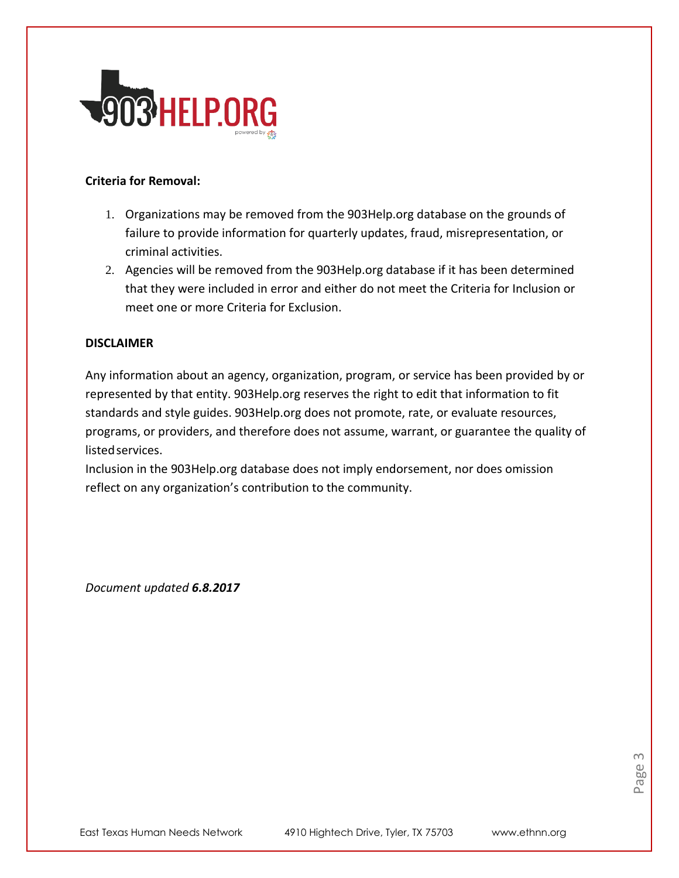**Criteria for Removal:**

1. Organizations may be removed from the 903Help.org database on the grounds of failure to provide information for quarterly updates, fraud, misrepresentation, or criminal activities.
2. Agencies will be removed from the 903Help.org database if it has been determined that they were included in error and either do not meet the Criteria for Inclusion or meet one or more Criteria for Exclusion.

**DISCLAIMER**

Any information about an agency, organization, program, or service has been provided by or represented by that entity. 903Help.org reserves the right to edit that information to fit standards and style guides. 903Help.org does not promote, rate, or evaluate resources, programs, or providers, and therefore does not assume, warrant, or guarantee the quality of listed services.

Inclusion in the 903Help.org database does not imply endorsement, nor does omission reflect on any organization's contribution to the community.

*Document updated* ***6.8.2017***